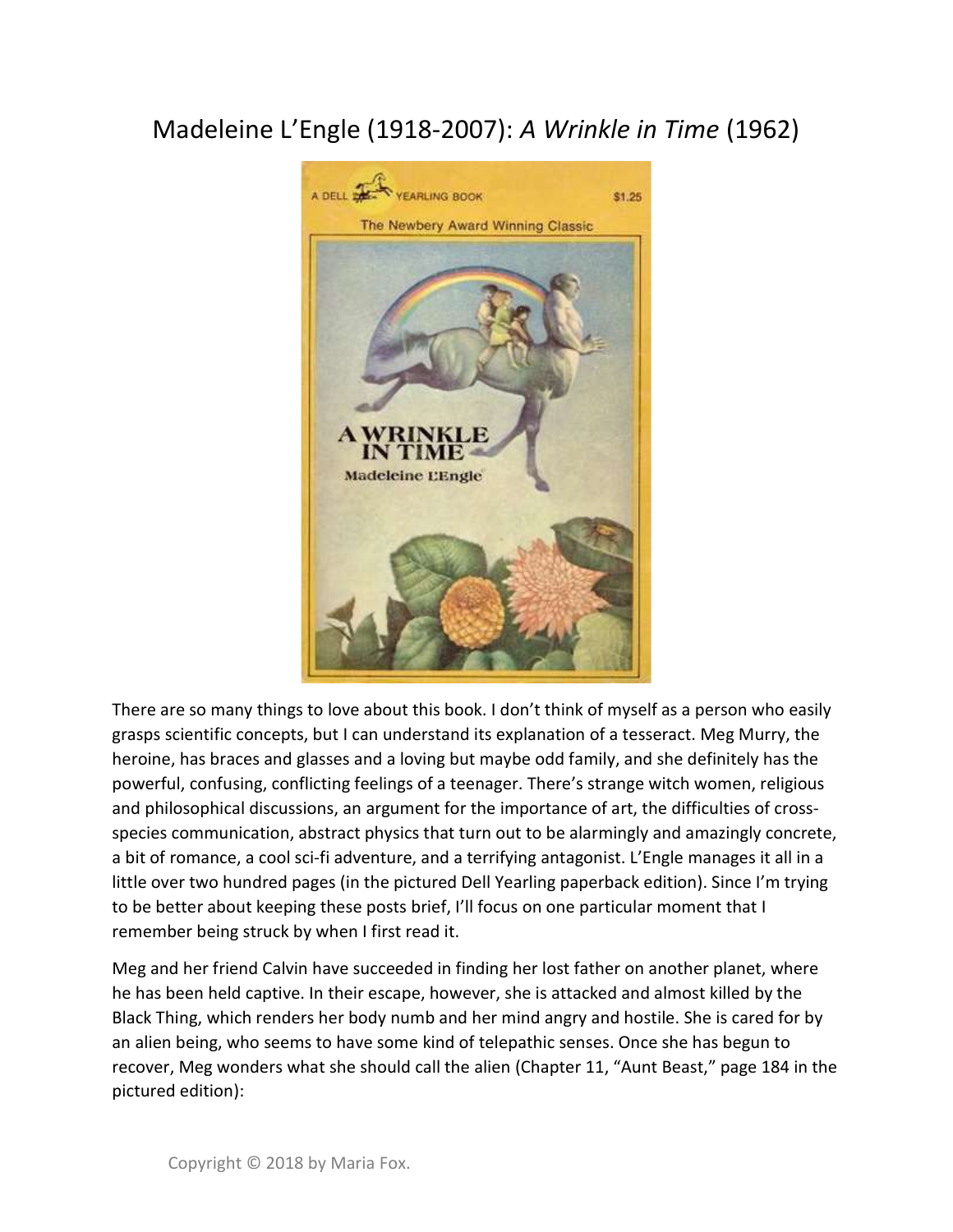# Madeleine L'Engle (1918-2007): *A Wrinkle in Time* (1962)

There are so many things to love about this book. I don't think of myself as a person who easily grasps scientific concepts, but I can understand its explanation of a tesseract. Meg Murry, the heroine, has braces and glasses and a loving but maybe odd family, and she definitely has the powerful, confusing, conflicting feelings of a teenager. There's strange witch women, religious and philosophical discussions, an argument for the importance of art, the difficulties of cross-species communication, abstract physics that turn out to be alarmingly and amazingly concrete, a bit of romance, a cool sci-fi adventure, and a terrifying antagonist. L'Engle manages it all in a little over two hundred pages (in the pictured Dell Yearling paperback edition). Since I'm trying to be better about keeping these posts brief, I'll focus on one particular moment that I remember being struck by when I first read it.

Meg and her friend Calvin have succeeded in finding her lost father on another planet, where he has been held captive. In their escape, however, she is attacked and almost killed by the Black Thing, which renders her body numb and her mind angry and hostile. She is cared for by an alien being, who seems to have some kind of telepathic senses. Once she has begun to recover, Meg wonders what she should call the alien (Chapter 11, "Aunt Beast," page 184 in the pictured edition):

Copyright © 2018 by Maria Fox.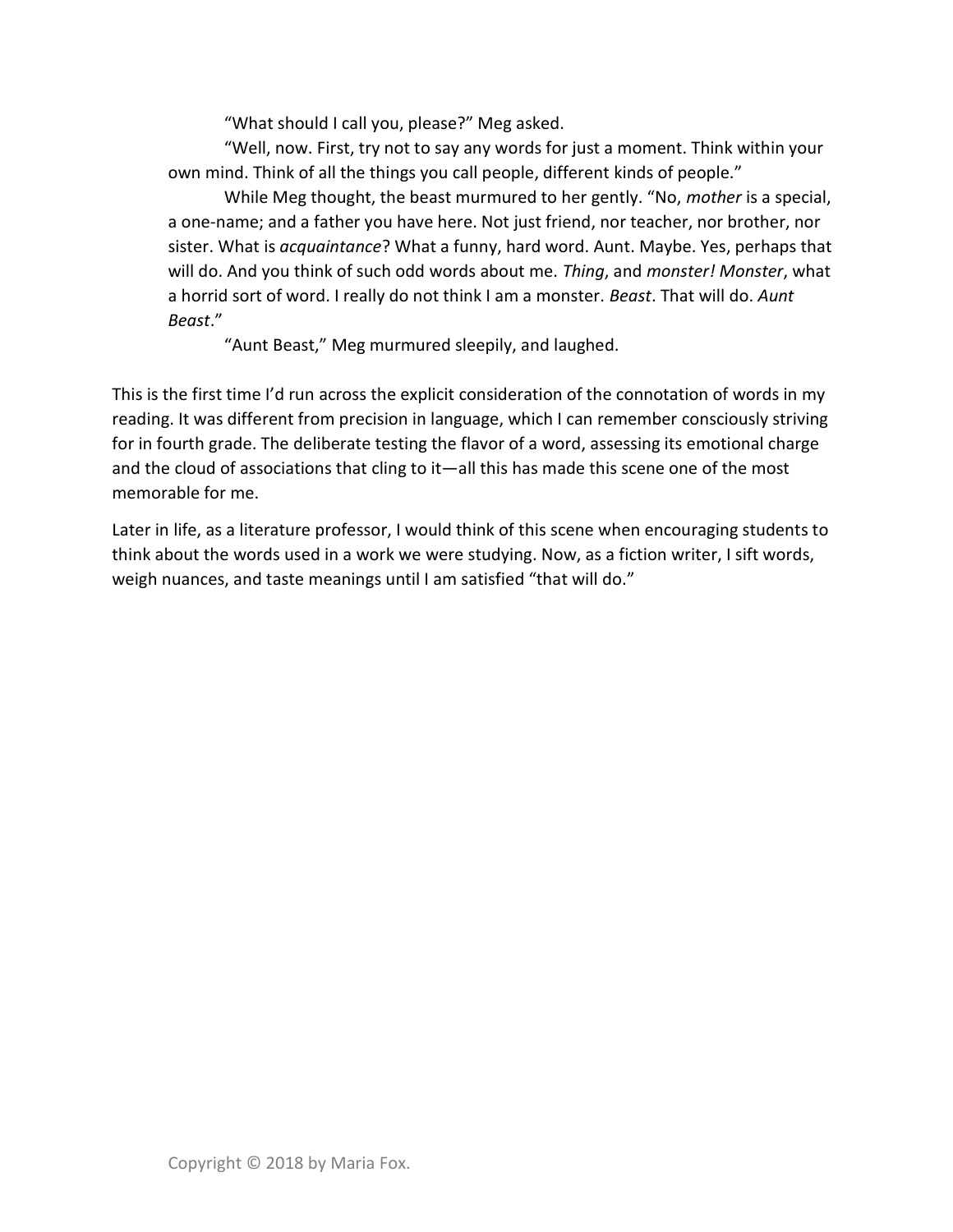"What should I call you, please?" Meg asked.

"Well, now. First, try not to say any words for just a moment. Think within your own mind. Think of all the things you call people, different kinds of people."

While Meg thought, the beast murmured to her gently. "No, *mother* is a special, a one-name; and a father you have here. Not just friend, nor teacher, nor brother, nor sister. What is *acquaintance*? What a funny, hard word. Aunt. Maybe. Yes, perhaps that will do. And you think of such odd words about me. *Thing*, and *monster! Monster*, what a horrid sort of word. I really do not think I am a monster. *Beast*. That will do. *Aunt Beast*."

"Aunt Beast," Meg murmured sleepily, and laughed.

This is the first time I'd run across the explicit consideration of the connotation of words in my reading. It was different from precision in language, which I can remember consciously striving for in fourth grade. The deliberate testing the flavor of a word, assessing its emotional charge and the cloud of associations that cling to it—all this has made this scene one of the most memorable for me.

Later in life, as a literature professor, I would think of this scene when encouraging students to think about the words used in a work we were studying. Now, as a fiction writer, I sift words, weigh nuances, and taste meanings until I am satisfied "that will do."

Copyright © 2018 by Maria Fox.